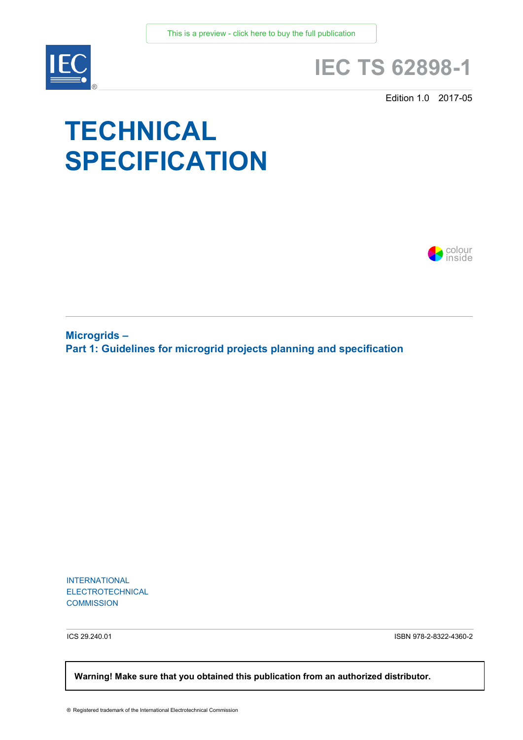This is a preview - click here to buy the full publication

# IEC TS 62898-1

Edition 1.0 2017-05

# TECHNICAL SPECIFICATION

colour inside

## Microgrids –
## Part 1: Guidelines for microgrid projects planning and specification

INTERNATIONAL
ELECTROTECHNICAL
COMMISSION

ICS 29.240.01

ISBN 978-2-8322-4360-2

**Warning! Make sure that you obtained this publication from an authorized distributor.**

® Registered trademark of the International Electrotechnical Commission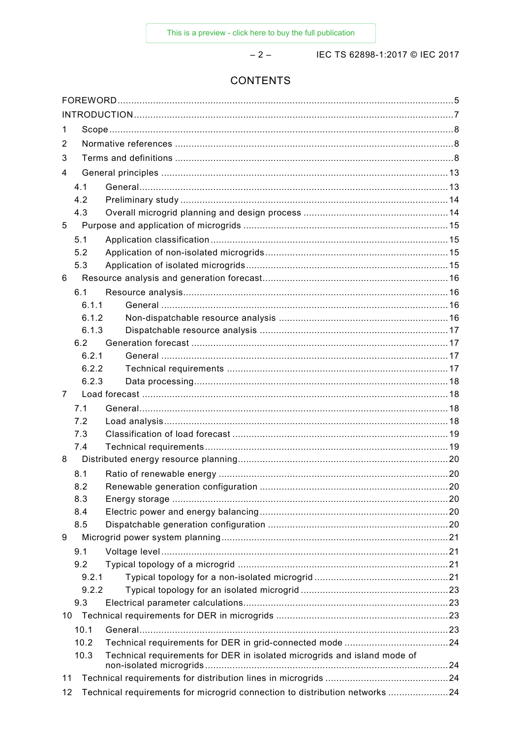# CONTENTS

FOREWORD .......... 5
INTRODUCTION .......... 7
1 Scope .......... 8
2 Normative references .......... 8
3 Terms and definitions .......... 8
4 General principles .......... 13
  4.1 General .......... 13
  4.2 Preliminary study .......... 14
  4.3 Overall microgrid planning and design process .......... 14
5 Purpose and application of microgrids .......... 15
  5.1 Application classification .......... 15
  5.2 Application of non-isolated microgrids .......... 15
  5.3 Application of isolated microgrids .......... 15
6 Resource analysis and generation forecast .......... 16
  6.1 Resource analysis .......... 16
    6.1.1 General .......... 16
    6.1.2 Non-dispatchable resource analysis .......... 16
    6.1.3 Dispatchable resource analysis .......... 17
  6.2 Generation forecast .......... 17
    6.2.1 General .......... 17
    6.2.2 Technical requirements .......... 17
    6.2.3 Data processing .......... 18
7 Load forecast .......... 18
  7.1 General .......... 18
  7.2 Load analysis .......... 18
  7.3 Classification of load forecast .......... 19
  7.4 Technical requirements .......... 19
8 Distributed energy resource planning .......... 20
  8.1 Ratio of renewable energy .......... 20
  8.2 Renewable generation configuration .......... 20
  8.3 Energy storage .......... 20
  8.4 Electric power and energy balancing .......... 20
  8.5 Dispatchable generation configuration .......... 20
9 Microgrid power system planning .......... 21
  9.1 Voltage level .......... 21
  9.2 Typical topology of a microgrid .......... 21
    9.2.1 Typical topology for a non-isolated microgrid .......... 21
    9.2.2 Typical topology for an isolated microgrid .......... 23
  9.3 Electrical parameter calculations .......... 23
10 Technical requirements for DER in microgrids .......... 23
  10.1 General .......... 23
  10.2 Technical requirements for DER in grid-connected mode .......... 24
  10.3 Technical requirements for DER in isolated microgrids and island mode of non-isolated microgrids .......... 24
11 Technical requirements for distribution lines in microgrids .......... 24
12 Technical requirements for microgrid connection to distribution networks .......... 24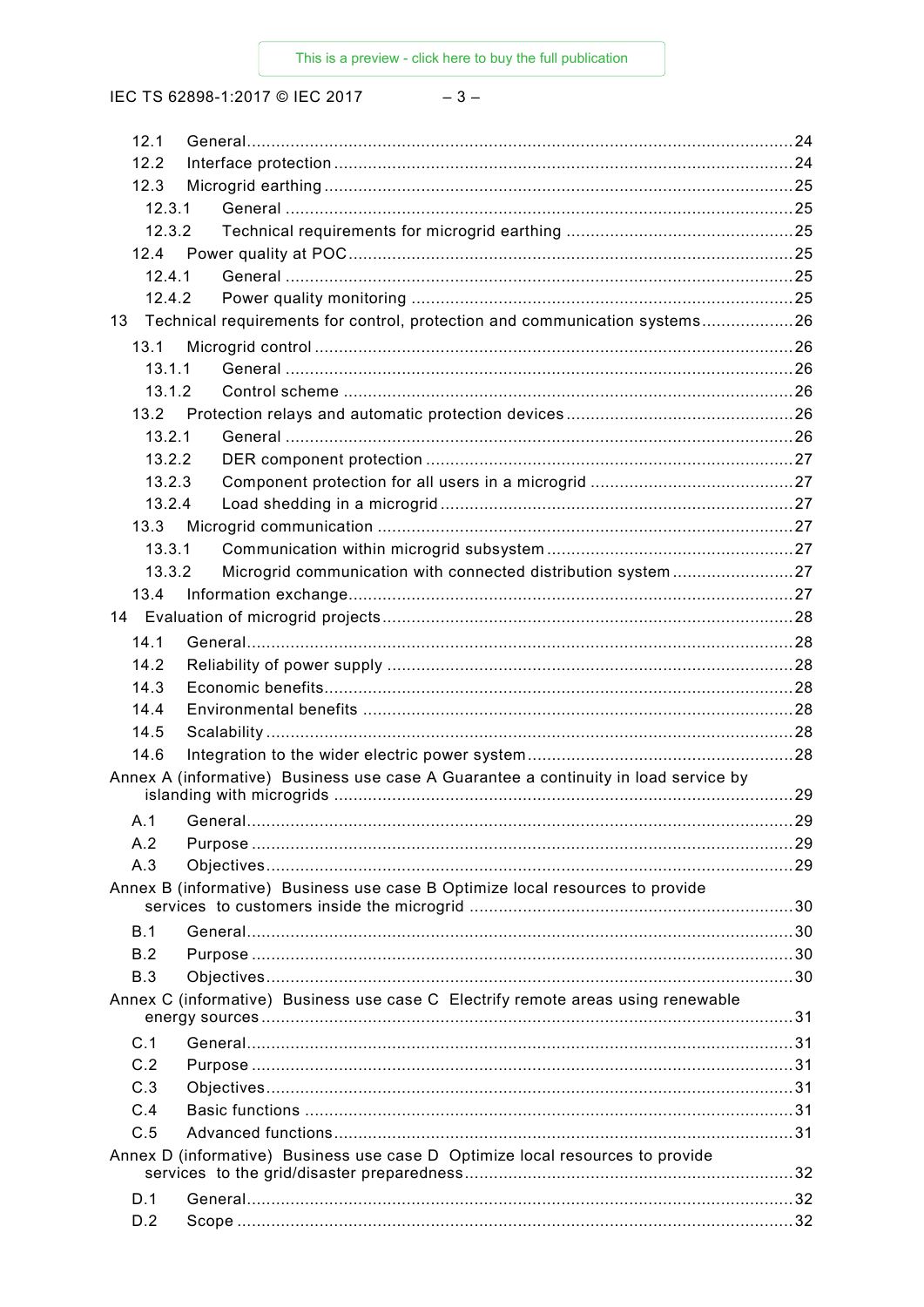12.1 General ........................................................................................................ 24
12.2 Interface protection .......................................................................................... 24
12.3 Microgrid earthing ............................................................................................ 25
12.3.1 General ...................................................................................................... 25
12.3.2 Technical requirements for microgrid earthing ............................................ 25
12.4 Power quality at POC ........................................................................................ 25
12.4.1 General ...................................................................................................... 25
12.4.2 Power quality monitoring ............................................................................ 25
13 Technical requirements for control, protection and communication systems .................. 26
13.1 Microgrid control ............................................................................................... 26
13.1.1 General ...................................................................................................... 26
13.1.2 Control scheme .......................................................................................... 26
13.2 Protection relays and automatic protection devices ............................................ 26
13.2.1 General ...................................................................................................... 26
13.2.2 DER component protection ......................................................................... 27
13.2.3 Component protection for all users in a microgrid ........................................ 27
13.2.4 Load shedding in a microgrid ...................................................................... 27
13.3 Microgrid communication .................................................................................. 27
13.3.1 Communication within microgrid subsystem ................................................ 27
13.3.2 Microgrid communication with connected distribution system ....................... 27
13.4 Information exchange ........................................................................................ 27
14 Evaluation of microgrid projects ................................................................................. 28
14.1 General ........................................................................................................ 28
14.2 Reliability of power supply ................................................................................ 28
14.3 Economic benefits ............................................................................................. 28
14.4 Environmental benefits ..................................................................................... 28
14.5 Scalability ......................................................................................................... 28
14.6 Integration to the wider electric power system .................................................... 28
Annex A (informative) Business use case A Guarantee a continuity in load service by islanding with microgrids ........................................................................................... 29
A.1 General ........................................................................................................ 29
A.2 Purpose ............................................................................................................ 29
A.3 Objectives ......................................................................................................... 29
Annex B (informative) Business use case B Optimize local resources to provide services to customers inside the microgrid ................................................................ 30
B.1 General ........................................................................................................ 30
B.2 Purpose ............................................................................................................ 30
B.3 Objectives ......................................................................................................... 30
Annex C (informative) Business use case C Electrify remote areas using renewable energy sources ........................................................................................................... 31
C.1 General ........................................................................................................ 31
C.2 Purpose ............................................................................................................ 31
C.3 Objectives ......................................................................................................... 31
C.4 Basic functions .................................................................................................. 31
C.5 Advanced functions ........................................................................................... 31
Annex D (informative) Business use case D Optimize local resources to provide services to the grid/disaster preparedness ................................................................. 32
D.1 General ........................................................................................................ 32
D.2 Scope ............................................................................................................... 32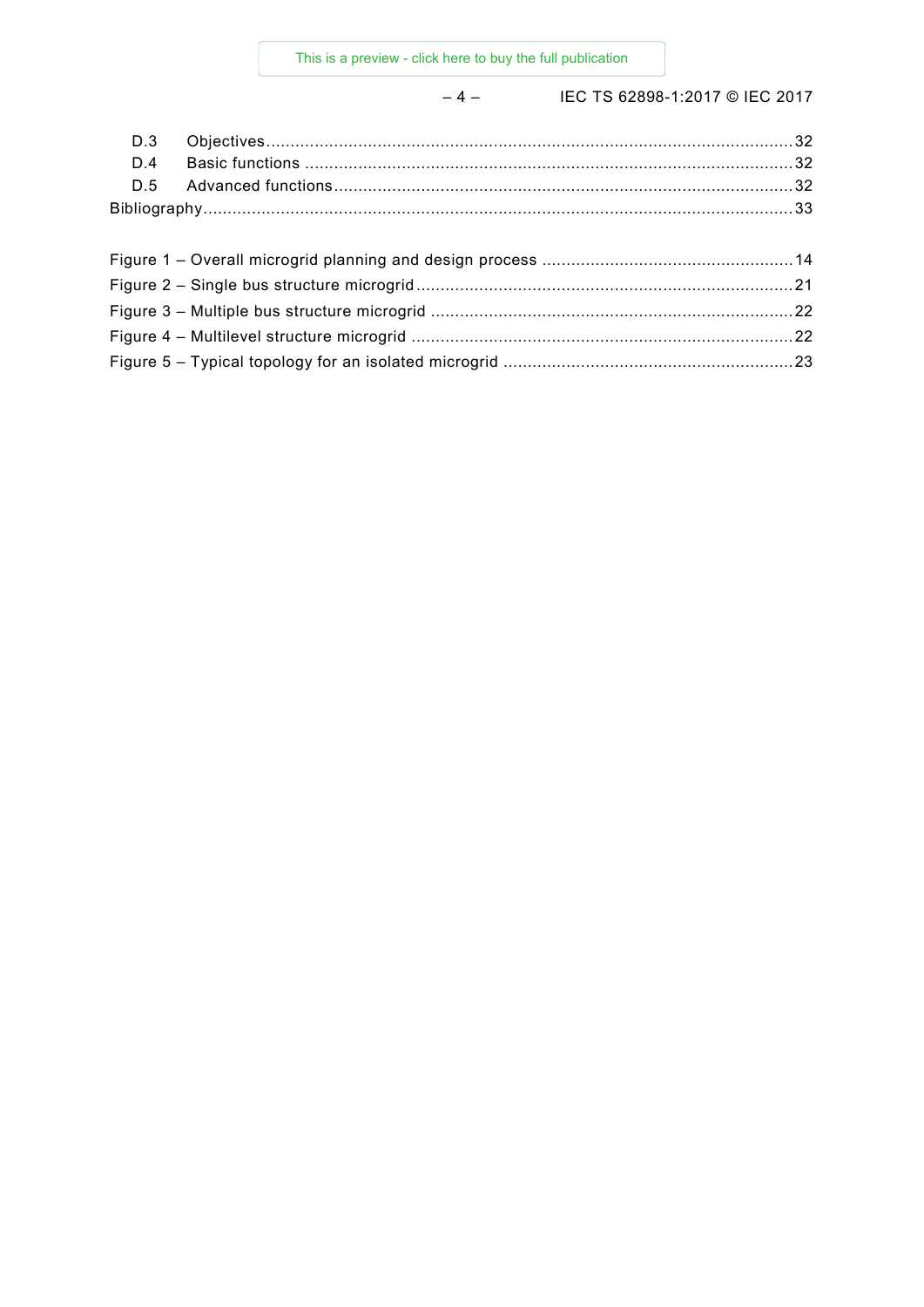D.3 Objectives ... 32
D.4 Basic functions ... 32
D.5 Advanced functions ... 32
Bibliography ... 33

Figure 1 – Overall microgrid planning and design process ... 14
Figure 2 – Single bus structure microgrid ... 21
Figure 3 – Multiple bus structure microgrid ... 22
Figure 4 – Multilevel structure microgrid ... 22
Figure 5 – Typical topology for an isolated microgrid ... 23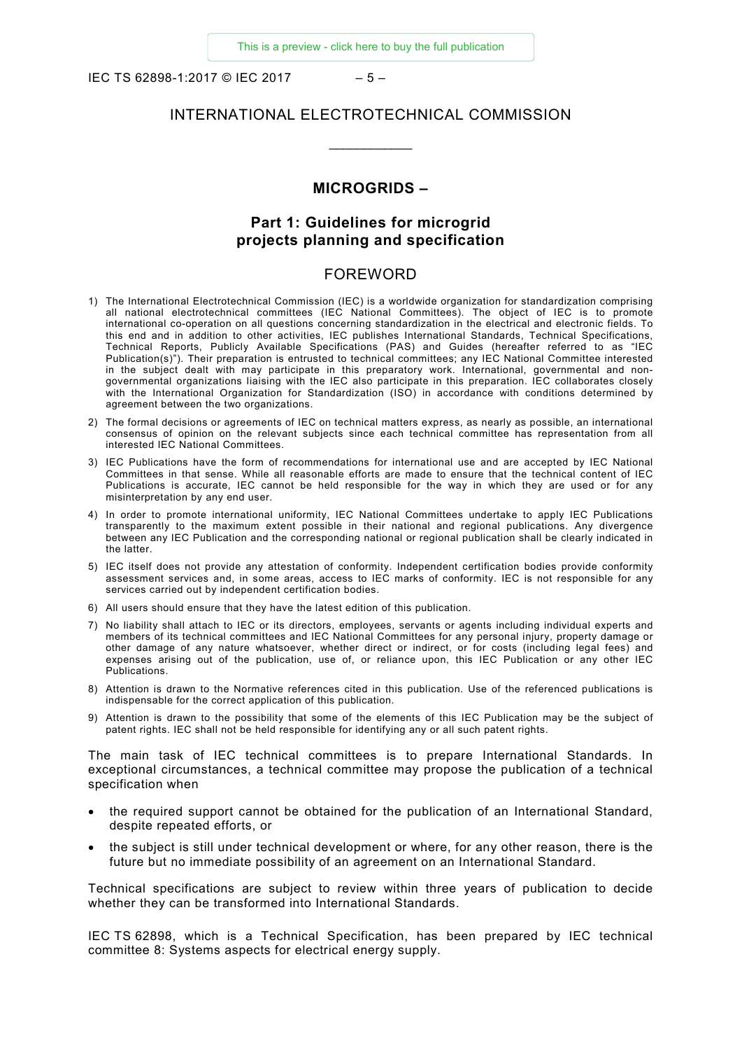# INTERNATIONAL ELECTROTECHNICAL COMMISSION

\_\_\_\_\_\_\_\_\_\_\_\_

## MICROGRIDS –

## Part 1: Guidelines for microgrid projects planning and specification

## FOREWORD

1) The International Electrotechnical Commission (IEC) is a worldwide organization for standardization comprising all national electrotechnical committees (IEC National Committees). The object of IEC is to promote international co-operation on all questions concerning standardization in the electrical and electronic fields. To this end and in addition to other activities, IEC publishes International Standards, Technical Specifications, Technical Reports, Publicly Available Specifications (PAS) and Guides (hereafter referred to as "IEC Publication(s)"). Their preparation is entrusted to technical committees; any IEC National Committee interested in the subject dealt with may participate in this preparatory work. International, governmental and non-governmental organizations liaising with the IEC also participate in this preparation. IEC collaborates closely with the International Organization for Standardization (ISO) in accordance with conditions determined by agreement between the two organizations.
2) The formal decisions or agreements of IEC on technical matters express, as nearly as possible, an international consensus of opinion on the relevant subjects since each technical committee has representation from all interested IEC National Committees.
3) IEC Publications have the form of recommendations for international use and are accepted by IEC National Committees in that sense. While all reasonable efforts are made to ensure that the technical content of IEC Publications is accurate, IEC cannot be held responsible for the way in which they are used or for any misinterpretation by any end user.
4) In order to promote international uniformity, IEC National Committees undertake to apply IEC Publications transparently to the maximum extent possible in their national and regional publications. Any divergence between any IEC Publication and the corresponding national or regional publication shall be clearly indicated in the latter.
5) IEC itself does not provide any attestation of conformity. Independent certification bodies provide conformity assessment services and, in some areas, access to IEC marks of conformity. IEC is not responsible for any services carried out by independent certification bodies.
6) All users should ensure that they have the latest edition of this publication.
7) No liability shall attach to IEC or its directors, employees, servants or agents including individual experts and members of its technical committees and IEC National Committees for any personal injury, property damage or other damage of any nature whatsoever, whether direct or indirect, or for costs (including legal fees) and expenses arising out of the publication, use of, or reliance upon, this IEC Publication or any other IEC Publications.
8) Attention is drawn to the Normative references cited in this publication. Use of the referenced publications is indispensable for the correct application of this publication.
9) Attention is drawn to the possibility that some of the elements of this IEC Publication may be the subject of patent rights. IEC shall not be held responsible for identifying any or all such patent rights.

The main task of IEC technical committees is to prepare International Standards. In exceptional circumstances, a technical committee may propose the publication of a technical specification when

- the required support cannot be obtained for the publication of an International Standard, despite repeated efforts, or
- the subject is still under technical development or where, for any other reason, there is the future but no immediate possibility of an agreement on an International Standard.

Technical specifications are subject to review within three years of publication to decide whether they can be transformed into International Standards.

IEC TS 62898, which is a Technical Specification, has been prepared by IEC technical committee 8: Systems aspects for electrical energy supply.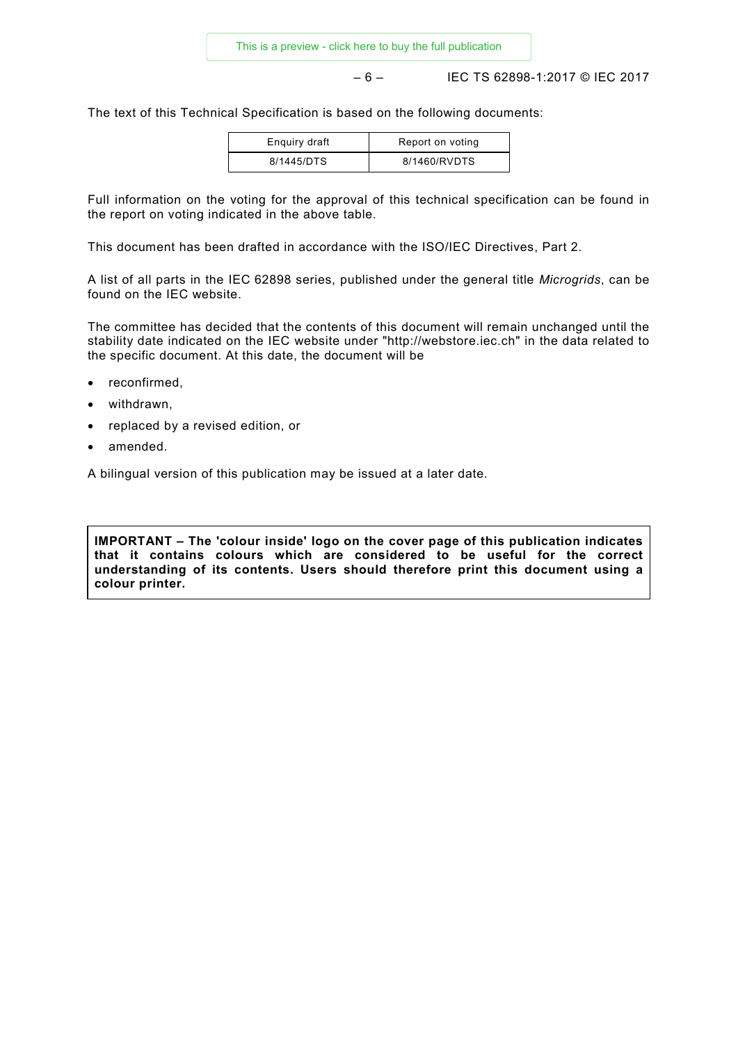The text of this Technical Specification is based on the following documents:

| Enquiry draft | Report on voting |
| --- | --- |
| 8/1445/DTS | 8/1460/RVDTS |

Full information on the voting for the approval of this technical specification can be found in the report on voting indicated in the above table.

This document has been drafted in accordance with the ISO/IEC Directives, Part 2.

A list of all parts in the IEC 62898 series, published under the general title *Microgrids*, can be found on the IEC website.

The committee has decided that the contents of this document will remain unchanged until the stability date indicated on the IEC website under "http://webstore.iec.ch" in the data related to the specific document. At this date, the document will be

- reconfirmed,
- withdrawn,
- replaced by a revised edition, or
- amended.

A bilingual version of this publication may be issued at a later date.

**IMPORTANT – The 'colour inside' logo on the cover page of this publication indicates that it contains colours which are considered to be useful for the correct understanding of its contents. Users should therefore print this document using a colour printer.**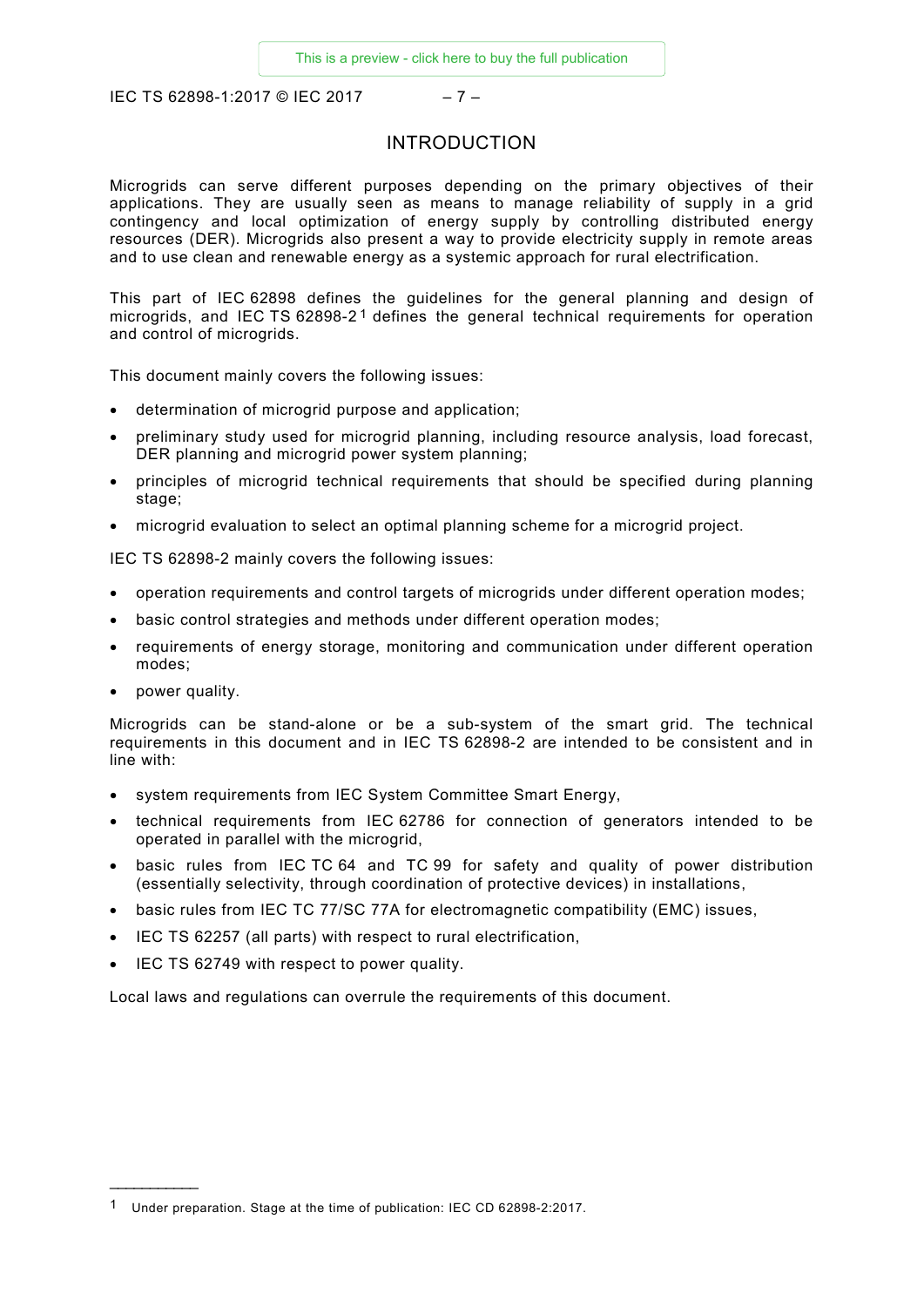# INTRODUCTION

Microgrids can serve different purposes depending on the primary objectives of their applications. They are usually seen as means to manage reliability of supply in a grid contingency and local optimization of energy supply by controlling distributed energy resources (DER). Microgrids also present a way to provide electricity supply in remote areas and to use clean and renewable energy as a systemic approach for rural electrification.

This part of IEC 62898 defines the guidelines for the general planning and design of microgrids, and IEC TS 62898-2[1] defines the general technical requirements for operation and control of microgrids.

This document mainly covers the following issues:

- determination of microgrid purpose and application;
- preliminary study used for microgrid planning, including resource analysis, load forecast, DER planning and microgrid power system planning;
- principles of microgrid technical requirements that should be specified during planning stage;
- microgrid evaluation to select an optimal planning scheme for a microgrid project.

IEC TS 62898-2 mainly covers the following issues:

- operation requirements and control targets of microgrids under different operation modes;
- basic control strategies and methods under different operation modes;
- requirements of energy storage, monitoring and communication under different operation modes;
- power quality.

Microgrids can be stand-alone or be a sub-system of the smart grid. The technical requirements in this document and in IEC TS 62898-2 are intended to be consistent and in line with:

- system requirements from IEC System Committee Smart Energy,
- technical requirements from IEC 62786 for connection of generators intended to be operated in parallel with the microgrid,
- basic rules from IEC TC 64 and TC 99 for safety and quality of power distribution (essentially selectivity, through coordination of protective devices) in installations,
- basic rules from IEC TC 77/SC 77A for electromagnetic compatibility (EMC) issues,
- IEC TS 62257 (all parts) with respect to rural electrification,
- IEC TS 62749 with respect to power quality.

Local laws and regulations can overrule the requirements of this document.

---

[1] Under preparation. Stage at the time of publication: IEC CD 62898-2:2017.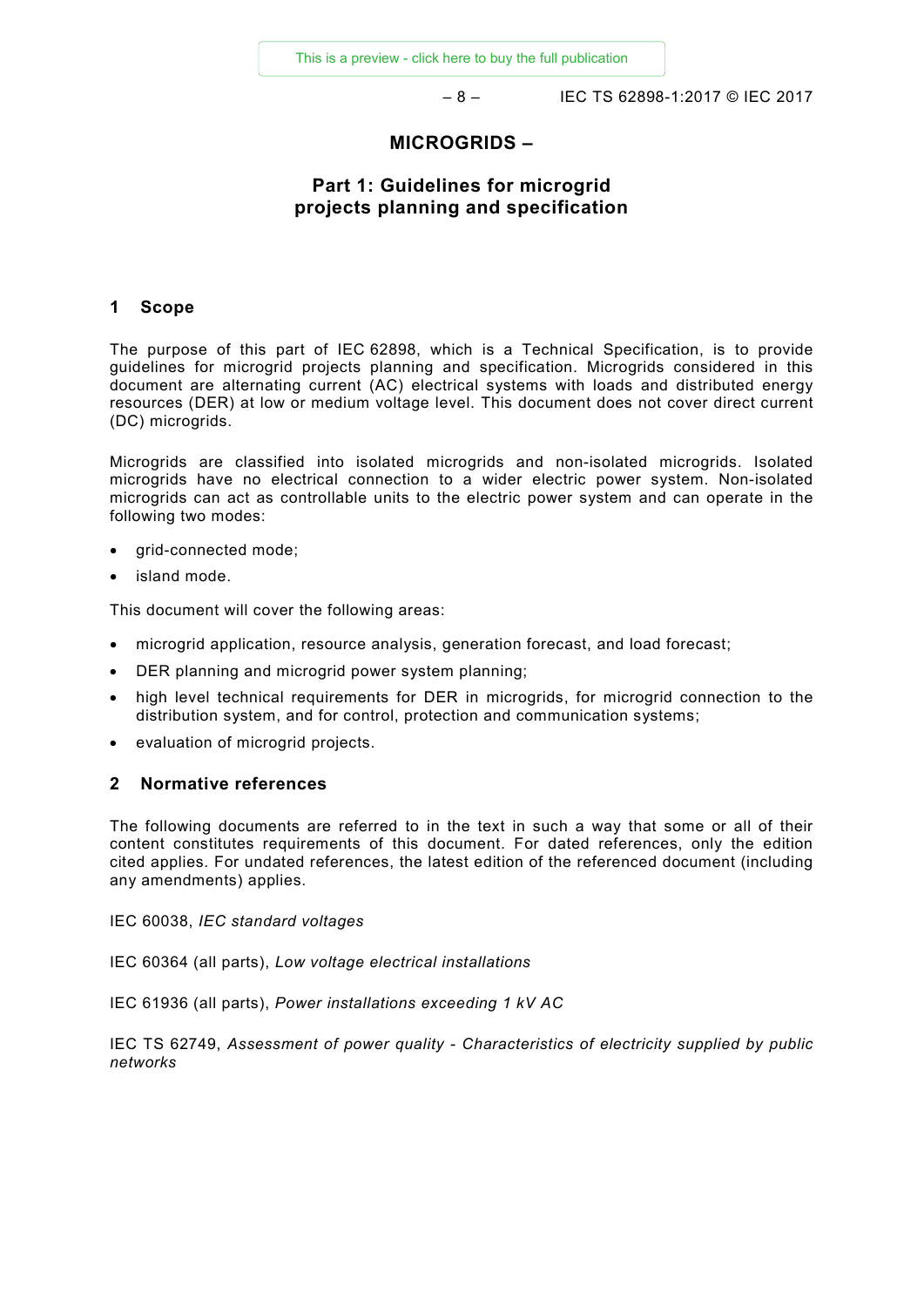# MICROGRIDS –

# Part 1: Guidelines for microgrid projects planning and specification

## 1 Scope

The purpose of this part of IEC 62898, which is a Technical Specification, is to provide guidelines for microgrid projects planning and specification. Microgrids considered in this document are alternating current (AC) electrical systems with loads and distributed energy resources (DER) at low or medium voltage level. This document does not cover direct current (DC) microgrids.

Microgrids are classified into isolated microgrids and non-isolated microgrids. Isolated microgrids have no electrical connection to a wider electric power system. Non-isolated microgrids can act as controllable units to the electric power system and can operate in the following two modes:

- grid-connected mode;
- island mode.

This document will cover the following areas:

- microgrid application, resource analysis, generation forecast, and load forecast;
- DER planning and microgrid power system planning;
- high level technical requirements for DER in microgrids, for microgrid connection to the distribution system, and for control, protection and communication systems;
- evaluation of microgrid projects.

## 2 Normative references

The following documents are referred to in the text in such a way that some or all of their content constitutes requirements of this document. For dated references, only the edition cited applies. For undated references, the latest edition of the referenced document (including any amendments) applies.

IEC 60038, *IEC standard voltages*

IEC 60364 (all parts), *Low voltage electrical installations*

IEC 61936 (all parts), *Power installations exceeding 1 kV AC*

IEC TS 62749, *Assessment of power quality - Characteristics of electricity supplied by public networks*